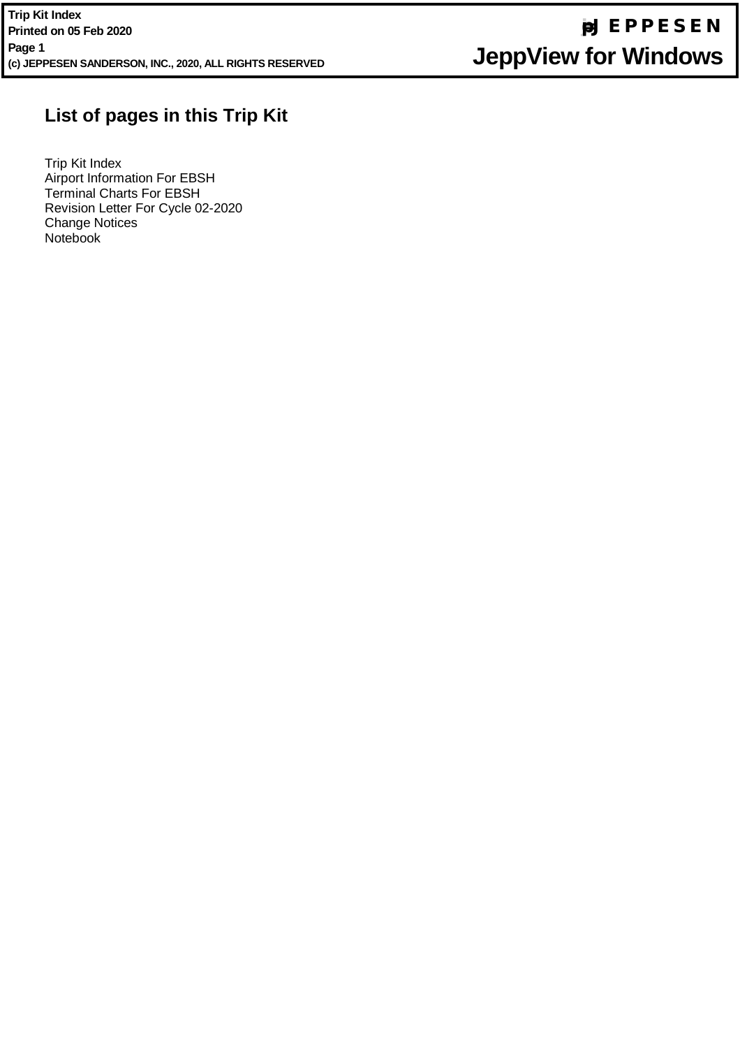# List of pages in this Trip Kit

Trip Kit Index
Airport Information For EBSH
Terminal Charts For EBSH
Revision Letter For Cycle 02-2020
Change Notices
Notebook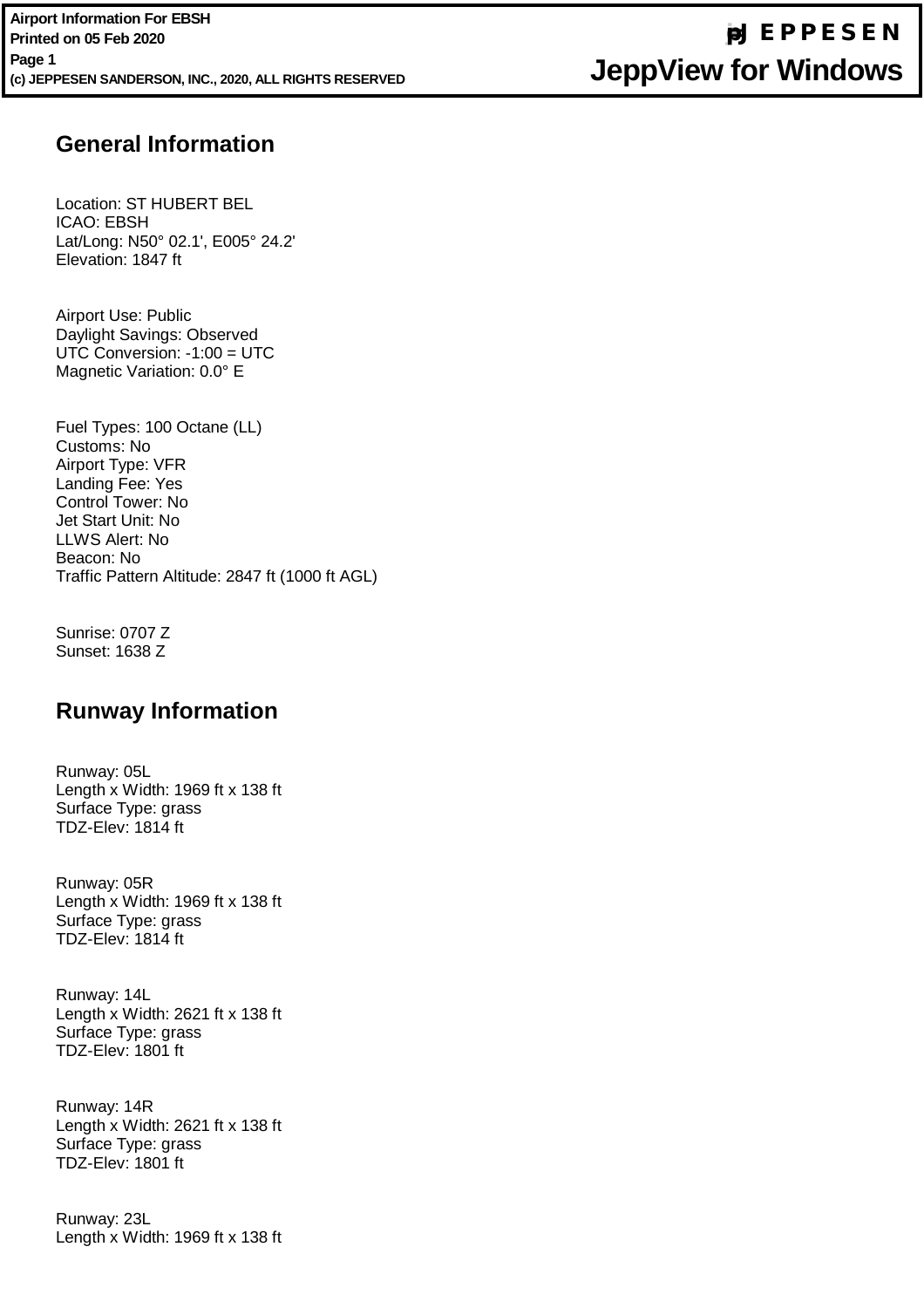## General Information

Location: ST HUBERT BEL
ICAO: EBSH
Lat/Long: N50° 02.1', E005° 24.2'
Elevation: 1847 ft

Airport Use: Public
Daylight Savings: Observed
UTC Conversion: -1:00 = UTC
Magnetic Variation: 0.0° E

Fuel Types: 100 Octane (LL)
Customs: No
Airport Type: VFR
Landing Fee: Yes
Control Tower: No
Jet Start Unit: No
LLWS Alert: No
Beacon: No
Traffic Pattern Altitude: 2847 ft (1000 ft AGL)

Sunrise: 0707 Z
Sunset: 1638 Z

## Runway Information

Runway: 05L
Length x Width: 1969 ft x 138 ft
Surface Type: grass
TDZ-Elev: 1814 ft

Runway: 05R
Length x Width: 1969 ft x 138 ft
Surface Type: grass
TDZ-Elev: 1814 ft

Runway: 14L
Length x Width: 2621 ft x 138 ft
Surface Type: grass
TDZ-Elev: 1801 ft

Runway: 14R
Length x Width: 2621 ft x 138 ft
Surface Type: grass
TDZ-Elev: 1801 ft

Runway: 23L
Length x Width: 1969 ft x 138 ft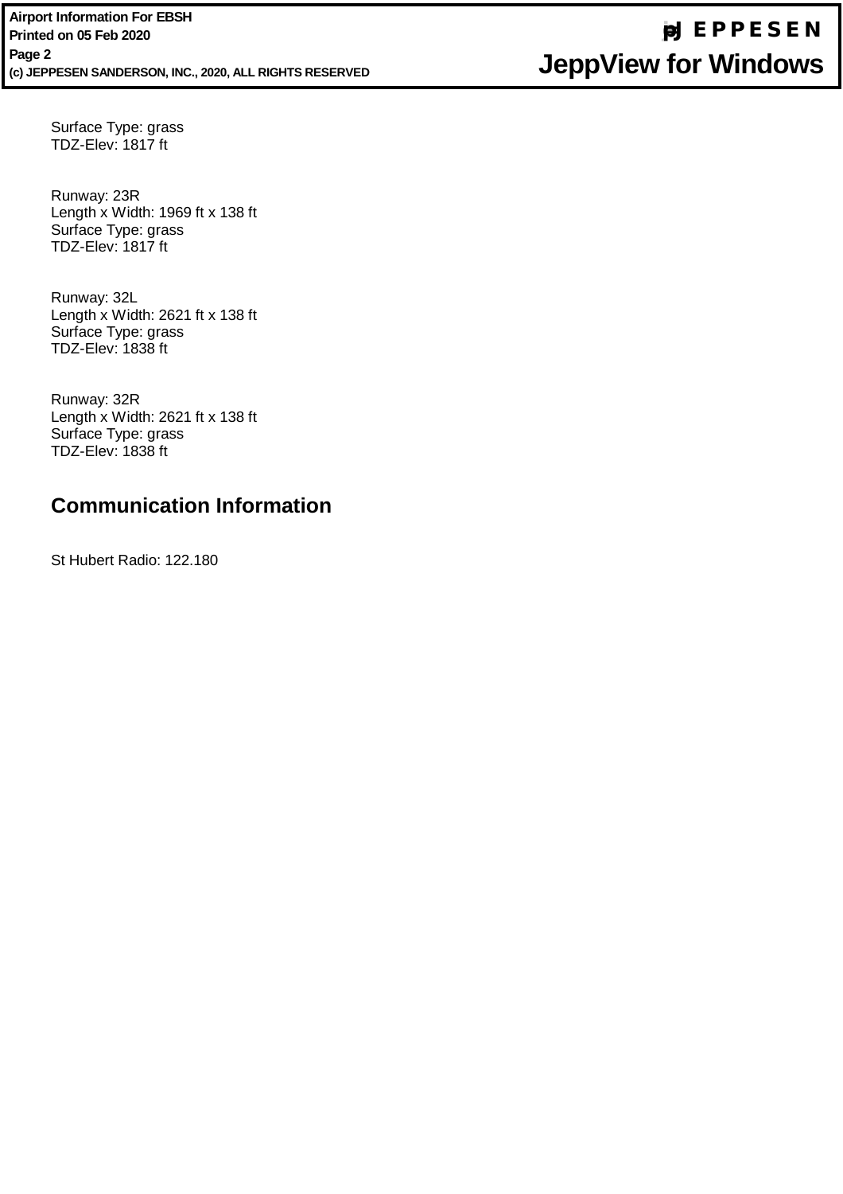Surface Type: grass
TDZ-Elev: 1817 ft

Runway: 23R
Length x Width: 1969 ft x 138 ft
Surface Type: grass
TDZ-Elev: 1817 ft

Runway: 32L
Length x Width: 2621 ft x 138 ft
Surface Type: grass
TDZ-Elev: 1838 ft

Runway: 32R
Length x Width: 2621 ft x 138 ft
Surface Type: grass
TDZ-Elev: 1838 ft

## Communication Information

St Hubert Radio: 122.180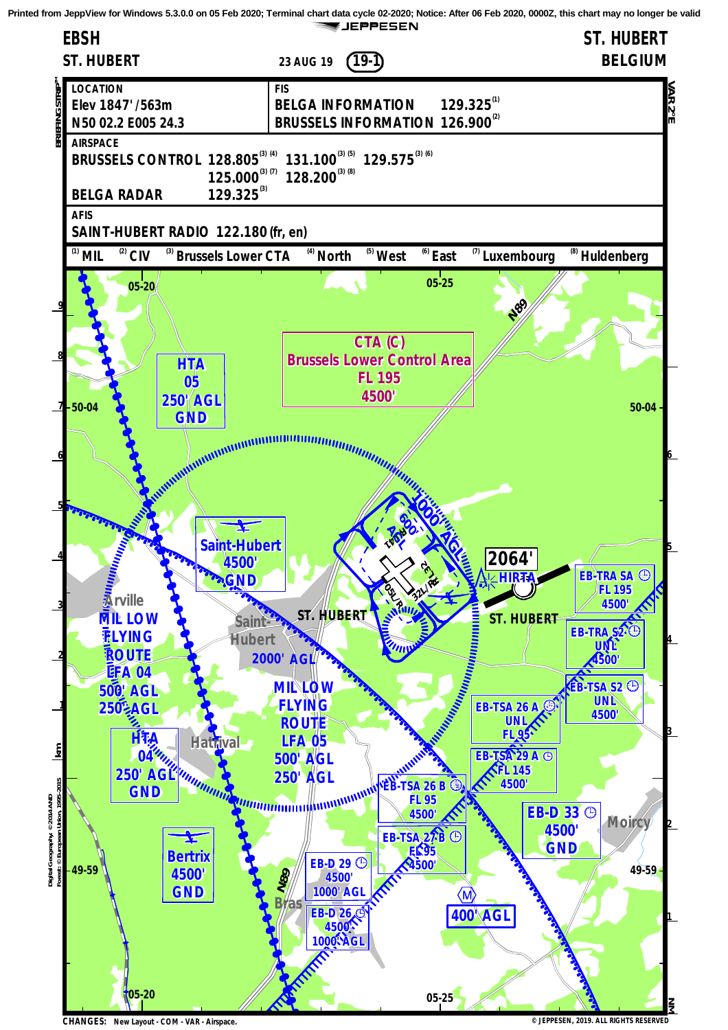Printed from JeppView for Windows 5.3.0.0 on 05 Feb 2020; Terminal chart data cycle 02-2020; Notice: After 06 Feb 2020, 0000Z, this chart may no longer be valid

JEPPESEN

# EBSH ST. HUBERT

**ST. HUBERT** — 23 AUG 19 — (19-1) — **BELGIUM**

| LOCATION | FIS |
|---|---|
| Elev 1847'/563m | BELGA INFORMATION 129.325 (1) |
| N50 02.2 E005 24.3 | BRUSSELS INFORMATION 126.900 (2) |

**AIRSPACE**

BRUSSELS CONTROL 128.805 (3)(4) 131.100 (3)(5) 129.575 (3)(6) 125.000 (3)(7) 128.200 (3)(8)

BELGA RADAR 129.325 (3)

**AFIS**

SAINT-HUBERT RADIO 122.180 (fr, en)

(1) MIL (2) CIV (3) Brussels Lower CTA (4) North (5) West (6) East (7) Luxembourg (8) Huldenberg

VAR 2°E

CTA (C) Brussels Lower Control Area FL 195 4500'

HTA 05 250' AGL GND

Saint-Hubert 4500' GND

2064' HIRTA

EB-TRA SA FL 195 4500'

EB-TRA S2 UNL 4500'

EB-TSA S2 UNL 4500'

EB-TSA 26 A UNL FL 95

EB-TSA 29 A FL 145 4500'

EB-TSA 26 B FL 95 4500'

EB-TSA 27 B FL 95 4500'

EB-D 33 4500' GND

EB-D 29 4500' 1000' AGL

EB-D 26 4500' 1000' AGL

400' AGL

Arville MIL LOW FLYING ROUTE LFA 04 500' AGL 250' AGL

MIL LOW FLYING ROUTE LFA 05 500' AGL 250' AGL

HTA 04 250' AGL GND

Bertrix 4500' GND

Saint-Hubert 2000' AGL

ST. HUBERT

Hatrival, Bras, Moircy, N89

1000' AGL, 600' AGL, 05L/R, 23L/R, 32L/R

50-04, 49-59, 05-20, 05-25

CHANGES: New Layout - COM - VAR - Airspace.

© JEPPESEN, 2019. ALL RIGHTS RESERVED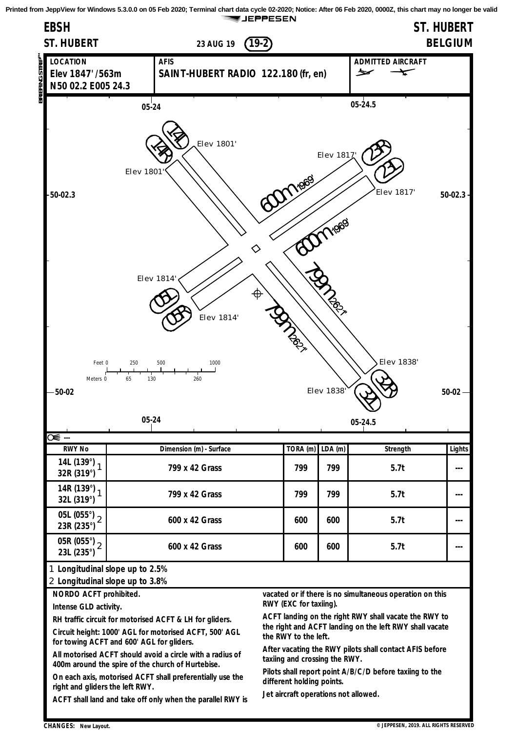# EBSH ST. HUBERT

**ST. HUBERT** — 23 AUG 19 (19-2) — **BELGIUM**

| LOCATION | AFIS | ADMITTED AIRCRAFT |
|---|---|---|
| Elev 1847' /563m<br>N50 02.2 E005 24.3 | SAINT-HUBERT RADIO 122.180 (fr, en) | |

05-24 / 05-24.5 / 50-02.3 / 50-02

14L / 14R — Elev 1801' — 23R / 23L — Elev 1817' — 600m 1969' — 600m 1969' — 799m 2621' — 799m 2621' — Elev 1814' — 05L / 05R — Elev 1814' — Elev 1838' — 32R / 32L — Elev 1838'

Feet 0 250 500 1000
Meters 0 65 130 260

---

| RWY No | Dimension (m) - Surface | TORA (m) | LDA (m) | Strength | Lights |
|---|---|---|---|---|---|
| 14L (139°) 32R (319°) [1] | 799 x 42 Grass | 799 | 799 | 5.7t | --- |
| 14R (139°) 32L (319°) [1] | 799 x 42 Grass | 799 | 799 | 5.7t | --- |
| 05L (055°) 23R (235°) [2] | 600 x 42 Grass | 600 | 600 | 5.7t | --- |
| 05R (055°) 23L (235°) [2] | 600 x 42 Grass | 600 | 600 | 5.7t | --- |

1 Longitudinal slope up to 2.5%

2 Longitudinal slope up to 3.8%

**NORDO ACFT prohibited.**

**Intense GLD activity.**

**RH traffic circuit for motorised ACFT & LH for gliders.**

**Circuit height: 1000' AGL for motorised ACFT, 500' AGL for towing ACFT and 600' AGL for gliders.**

**All motorised ACFT should avoid a circle with a radius of 400m around the spire of the church of Hurtebise.**

**On each axis, motorised ACFT shall preferentially use the right and gliders the left RWY.**

**ACFT shall land and take off only when the parallel RWY is vacated or if there is no simultaneous operation on this RWY (EXC for taxiing).**

**ACFT landing on the right RWY shall vacate the RWY to the right and ACFT landing on the left RWY shall vacate the RWY to the left.**

**After vacating the RWY pilots shall contact AFIS before taxiing and crossing the RWY.**

**Pilots shall report point A/B/C/D before taxiing to the different holding points.**

**Jet aircraft operations not allowed.**

CHANGES: New Layout.

© JEPPESEN, 2019. ALL RIGHTS RESERVED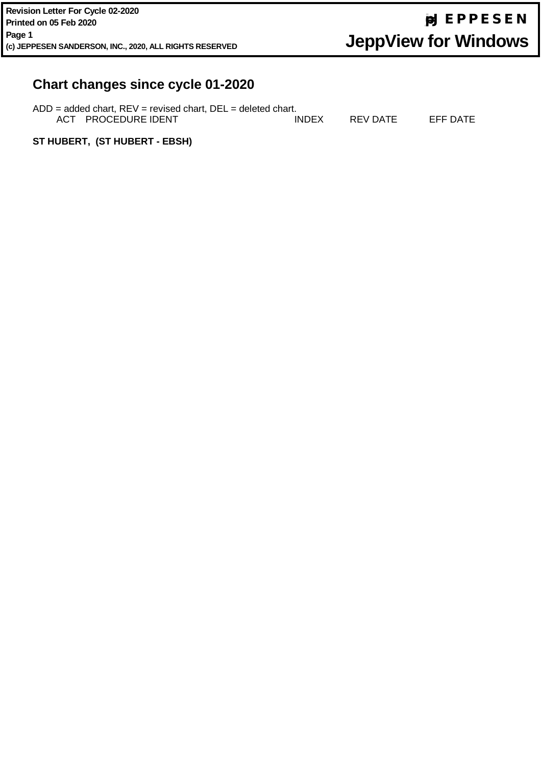## Chart changes since cycle 01-2020

ADD = added chart, REV = revised chart, DEL = deleted chart.

| ACT | PROCEDURE IDENT | INDEX | REV DATE | EFF DATE |
|---|---|---|---|---|

**ST HUBERT, (ST HUBERT - EBSH)**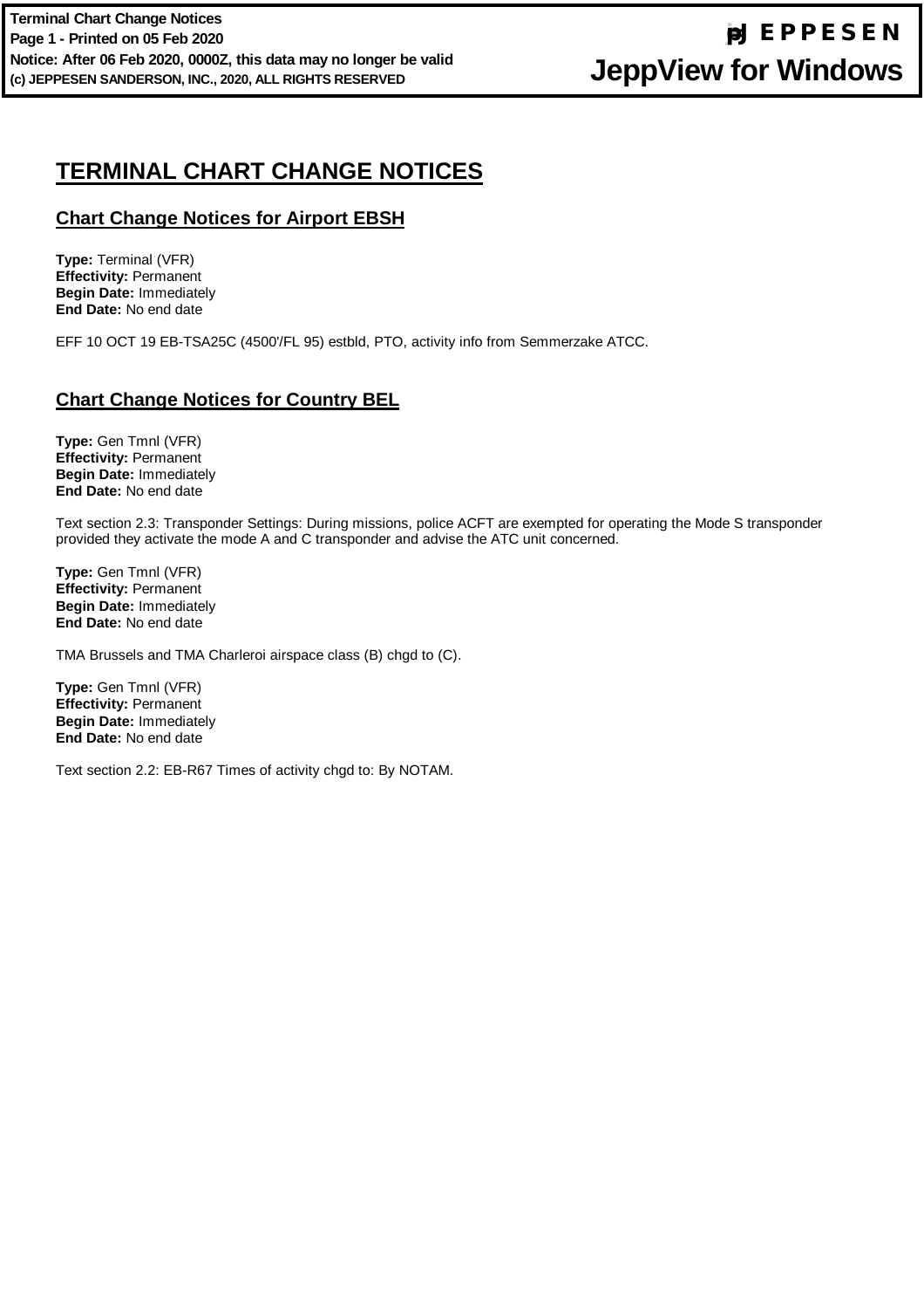# TERMINAL CHART CHANGE NOTICES

## Chart Change Notices for Airport EBSH

**Type:** Terminal (VFR)
**Effectivity:** Permanent
**Begin Date:** Immediately
**End Date:** No end date

EFF 10 OCT 19 EB-TSA25C (4500'/FL 95) estbld, PTO, activity info from Semmerzake ATCC.

## Chart Change Notices for Country BEL

**Type:** Gen Tmnl (VFR)
**Effectivity:** Permanent
**Begin Date:** Immediately
**End Date:** No end date

Text section 2.3: Transponder Settings: During missions, police ACFT are exempted for operating the Mode S transponder provided they activate the mode A and C transponder and advise the ATC unit concerned.

**Type:** Gen Tmnl (VFR)
**Effectivity:** Permanent
**Begin Date:** Immediately
**End Date:** No end date

TMA Brussels and TMA Charleroi airspace class (B) chgd to (C).

**Type:** Gen Tmnl (VFR)
**Effectivity:** Permanent
**Begin Date:** Immediately
**End Date:** No end date

Text section 2.2: EB-R67 Times of activity chgd to: By NOTAM.